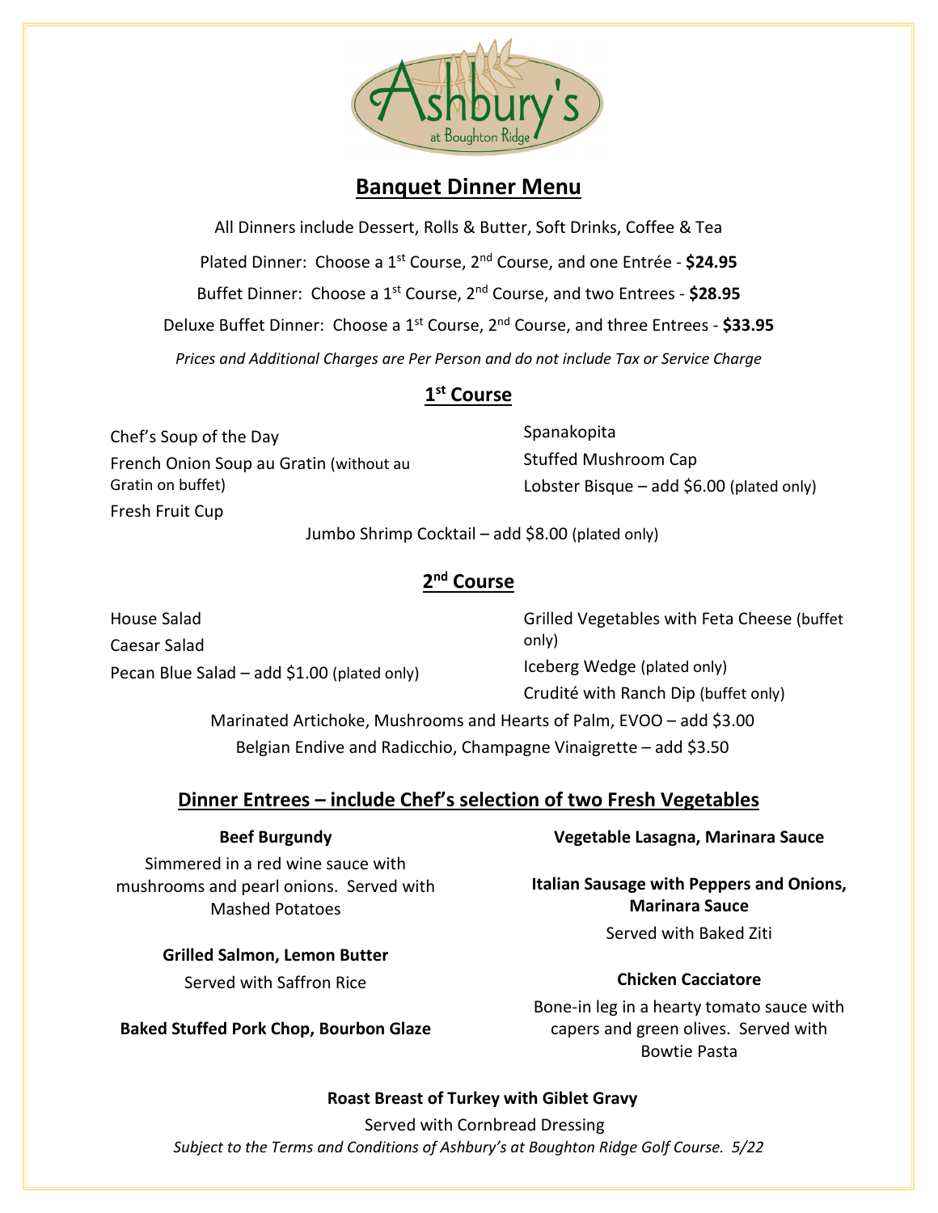Ashbury's at Boughton Ridge

# Banquet Dinner Menu

All Dinners include Dessert, Rolls & Butter, Soft Drinks, Coffee & Tea

Plated Dinner: Choose a 1st Course, 2nd Course, and one Entrée - **$24.95**

Buffet Dinner: Choose a 1st Course, 2nd Course, and two Entrees - **$28.95**

Deluxe Buffet Dinner: Choose a 1st Course, 2nd Course, and three Entrees - **$33.95**

*Prices and Additional Charges are Per Person and do not include Tax or Service Charge*

## 1st Course

Chef's Soup of the Day

French Onion Soup au Gratin (without au Gratin on buffet)

Fresh Fruit Cup

Spanakopita

Stuffed Mushroom Cap

Lobster Bisque – add $6.00 (plated only)

Jumbo Shrimp Cocktail – add $8.00 (plated only)

## 2nd Course

House Salad

Caesar Salad

Pecan Blue Salad – add $1.00 (plated only)

Grilled Vegetables with Feta Cheese (buffet only)

Iceberg Wedge (plated only)

Crudité with Ranch Dip (buffet only)

Marinated Artichoke, Mushrooms and Hearts of Palm, EVOO – add $3.00

Belgian Endive and Radicchio, Champagne Vinaigrette – add $3.50

## Dinner Entrees – include Chef's selection of two Fresh Vegetables

**Beef Burgundy**

Simmered in a red wine sauce with mushrooms and pearl onions. Served with Mashed Potatoes

**Grilled Salmon, Lemon Butter**

Served with Saffron Rice

**Baked Stuffed Pork Chop, Bourbon Glaze**

**Vegetable Lasagna, Marinara Sauce**

**Italian Sausage with Peppers and Onions, Marinara Sauce**

Served with Baked Ziti

**Chicken Cacciatore**

Bone-in leg in a hearty tomato sauce with capers and green olives. Served with Bowtie Pasta

**Roast Breast of Turkey with Giblet Gravy**

Served with Cornbread Dressing

*Subject to the Terms and Conditions of Ashbury's at Boughton Ridge Golf Course. 5/22*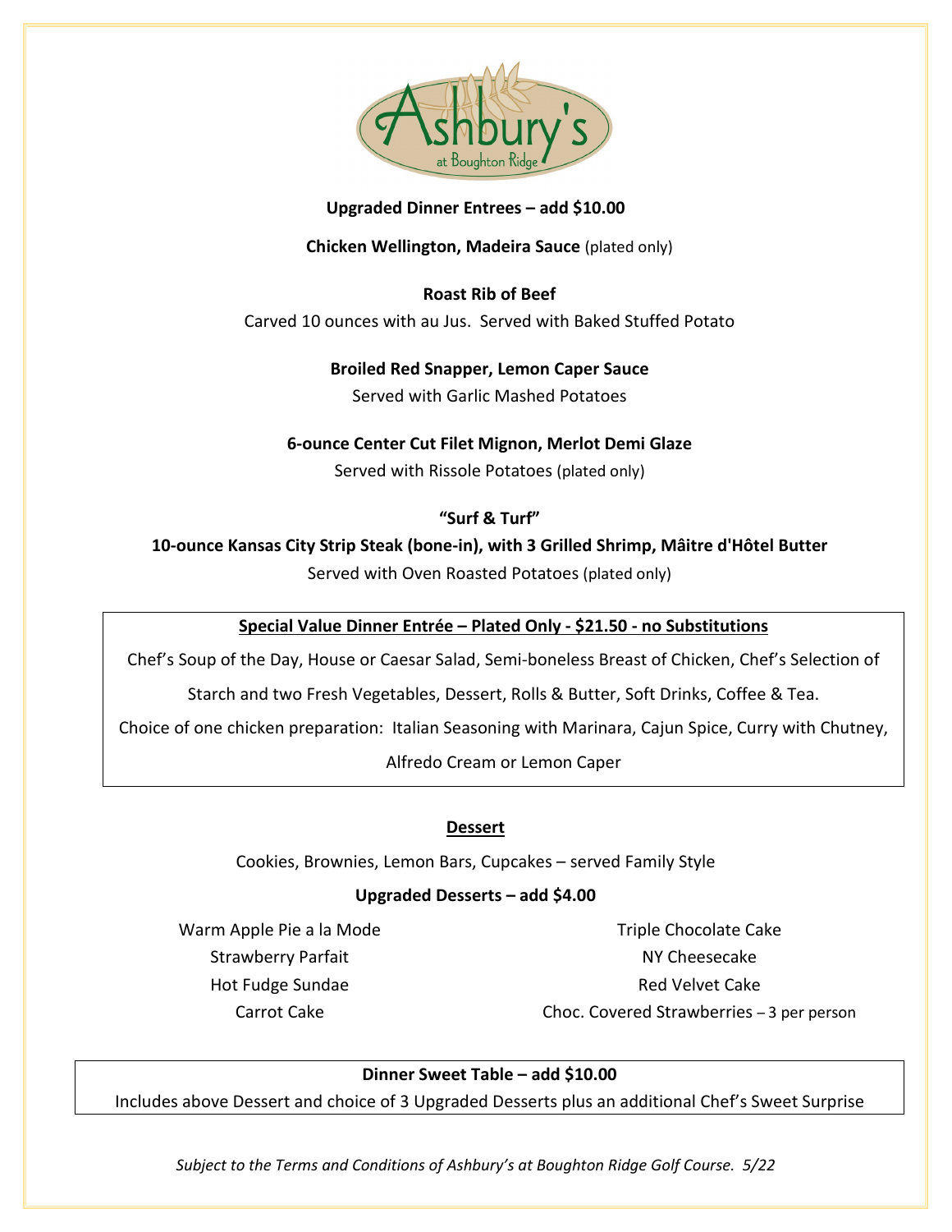Ashbury's at Boughton Ridge

**Upgraded Dinner Entrees – add $10.00**

**Chicken Wellington, Madeira Sauce** (plated only)

**Roast Rib of Beef**
Carved 10 ounces with au Jus. Served with Baked Stuffed Potato

**Broiled Red Snapper, Lemon Caper Sauce**
Served with Garlic Mashed Potatoes

**6-ounce Center Cut Filet Mignon, Merlot Demi Glaze**
Served with Rissole Potatoes (plated only)

**"Surf & Turf"**
**10-ounce Kansas City Strip Steak (bone-in), with 3 Grilled Shrimp, Mâitre d'Hôtel Butter**
Served with Oven Roasted Potatoes (plated only)

**Special Value Dinner Entrée – Plated Only - $21.50 - no Substitutions**

Chef's Soup of the Day, House or Caesar Salad, Semi-boneless Breast of Chicken, Chef's Selection of Starch and two Fresh Vegetables, Dessert, Rolls & Butter, Soft Drinks, Coffee & Tea.
Choice of one chicken preparation: Italian Seasoning with Marinara, Cajun Spice, Curry with Chutney, Alfredo Cream or Lemon Caper

**Dessert**

Cookies, Brownies, Lemon Bars, Cupcakes – served Family Style

**Upgraded Desserts – add $4.00**

- Warm Apple Pie a la Mode
- Strawberry Parfait
- Hot Fudge Sundae
- Carrot Cake
- Triple Chocolate Cake
- NY Cheesecake
- Red Velvet Cake
- Choc. Covered Strawberries – 3 per person

**Dinner Sweet Table – add $10.00**
Includes above Dessert and choice of 3 Upgraded Desserts plus an additional Chef's Sweet Surprise

*Subject to the Terms and Conditions of Ashbury's at Boughton Ridge Golf Course. 5/22*